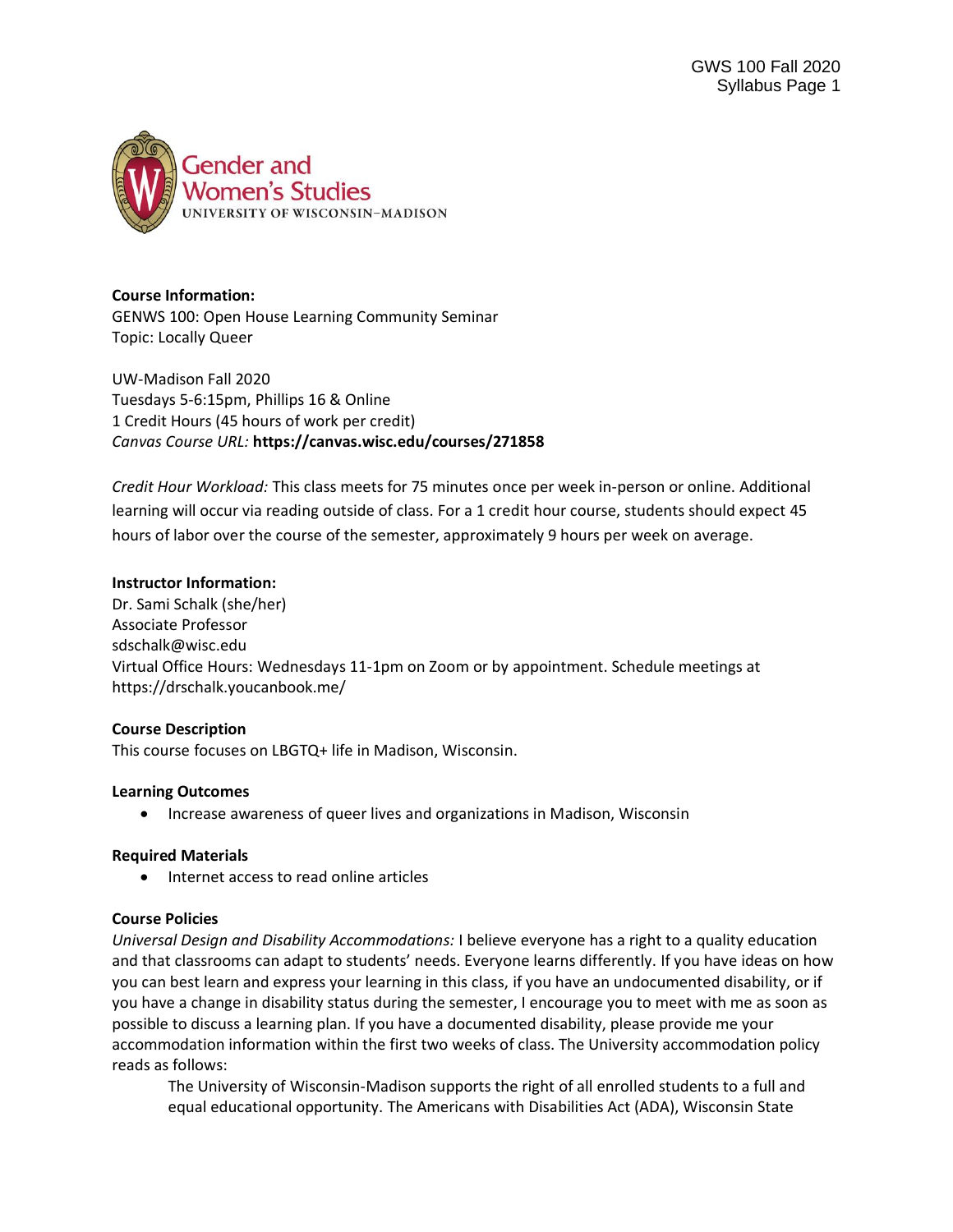**Course Information:**
GENWS 100: Open House Learning Community Seminar
Topic: Locally Queer

UW-Madison Fall 2020
Tuesdays 5-6:15pm, Phillips 16 & Online
1 Credit Hours (45 hours of work per credit)
*Canvas Course URL:* **https://canvas.wisc.edu/courses/271858**

*Credit Hour Workload:* This class meets for 75 minutes once per week in-person or online. Additional learning will occur via reading outside of class. For a 1 credit hour course, students should expect 45 hours of labor over the course of the semester, approximately 9 hours per week on average.

**Instructor Information:**
Dr. Sami Schalk (she/her)
Associate Professor
sdschalk@wisc.edu
Virtual Office Hours: Wednesdays 11-1pm on Zoom or by appointment. Schedule meetings at https://drschalk.youcanbook.me/

**Course Description**
This course focuses on LBGTQ+ life in Madison, Wisconsin.

**Learning Outcomes**

- Increase awareness of queer lives and organizations in Madison, Wisconsin

**Required Materials**

- Internet access to read online articles

**Course Policies**
*Universal Design and Disability Accommodations:* I believe everyone has a right to a quality education and that classrooms can adapt to students' needs. Everyone learns differently. If you have ideas on how you can best learn and express your learning in this class, if you have an undocumented disability, or if you have a change in disability status during the semester, I encourage you to meet with me as soon as possible to discuss a learning plan. If you have a documented disability, please provide me your accommodation information within the first two weeks of class. The University accommodation policy reads as follows:

> The University of Wisconsin-Madison supports the right of all enrolled students to a full and equal educational opportunity. The Americans with Disabilities Act (ADA), Wisconsin State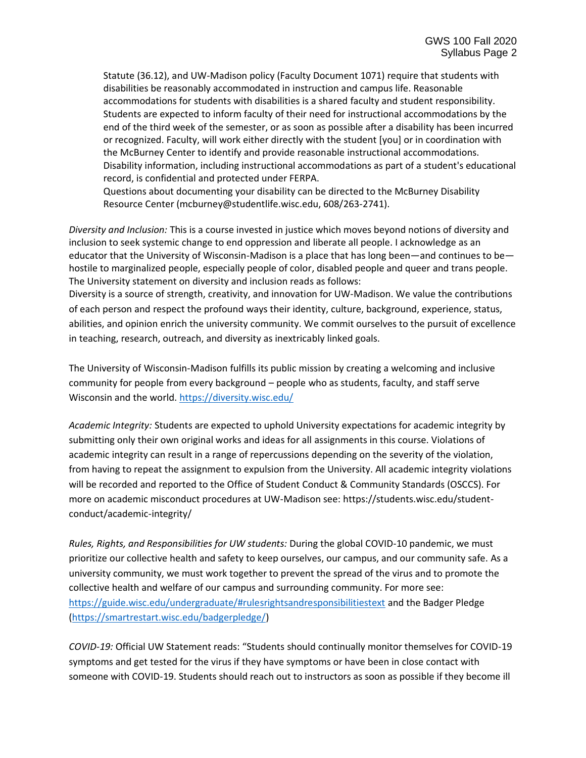Statute (36.12), and UW-Madison policy (Faculty Document 1071) require that students with disabilities be reasonably accommodated in instruction and campus life. Reasonable accommodations for students with disabilities is a shared faculty and student responsibility. Students are expected to inform faculty of their need for instructional accommodations by the end of the third week of the semester, or as soon as possible after a disability has been incurred or recognized. Faculty, will work either directly with the student [you] or in coordination with the McBurney Center to identify and provide reasonable instructional accommodations. Disability information, including instructional accommodations as part of a student's educational record, is confidential and protected under FERPA.
Questions about documenting your disability can be directed to the McBurney Disability Resource Center (mcburney@studentlife.wisc.edu, 608/263-2741).

*Diversity and Inclusion:* This is a course invested in justice which moves beyond notions of diversity and inclusion to seek systemic change to end oppression and liberate all people. I acknowledge as an educator that the University of Wisconsin-Madison is a place that has long been—and continues to be—hostile to marginalized people, especially people of color, disabled people and queer and trans people. The University statement on diversity and inclusion reads as follows:
Diversity is a source of strength, creativity, and innovation for UW-Madison. We value the contributions of each person and respect the profound ways their identity, culture, background, experience, status, abilities, and opinion enrich the university community. We commit ourselves to the pursuit of excellence in teaching, research, outreach, and diversity as inextricably linked goals.

The University of Wisconsin-Madison fulfills its public mission by creating a welcoming and inclusive community for people from every background – people who as students, faculty, and staff serve Wisconsin and the world. https://diversity.wisc.edu/

*Academic Integrity:* Students are expected to uphold University expectations for academic integrity by submitting only their own original works and ideas for all assignments in this course. Violations of academic integrity can result in a range of repercussions depending on the severity of the violation, from having to repeat the assignment to expulsion from the University. All academic integrity violations will be recorded and reported to the Office of Student Conduct & Community Standards (OSCCS). For more on academic misconduct procedures at UW-Madison see: https://students.wisc.edu/student-conduct/academic-integrity/

*Rules, Rights, and Responsibilities for UW students:* During the global COVID-10 pandemic, we must prioritize our collective health and safety to keep ourselves, our campus, and our community safe. As a university community, we must work together to prevent the spread of the virus and to promote the collective health and welfare of our campus and surrounding community. For more see: https://guide.wisc.edu/undergraduate/#rulesrightsandresponsibilitiestext and the Badger Pledge (https://smartrestart.wisc.edu/badgerpledge/)

*COVID-19:* Official UW Statement reads: "Students should continually monitor themselves for COVID-19 symptoms and get tested for the virus if they have symptoms or have been in close contact with someone with COVID-19. Students should reach out to instructors as soon as possible if they become ill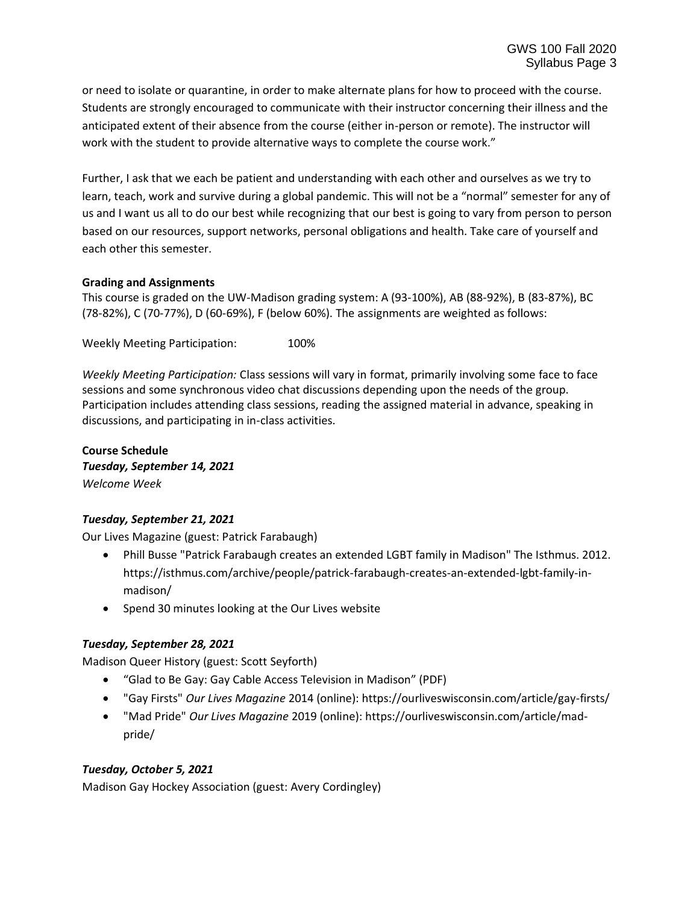or need to isolate or quarantine, in order to make alternate plans for how to proceed with the course. Students are strongly encouraged to communicate with their instructor concerning their illness and the anticipated extent of their absence from the course (either in-person or remote). The instructor will work with the student to provide alternative ways to complete the course work."

Further, I ask that we each be patient and understanding with each other and ourselves as we try to learn, teach, work and survive during a global pandemic. This will not be a "normal" semester for any of us and I want us all to do our best while recognizing that our best is going to vary from person to person based on our resources, support networks, personal obligations and health. Take care of yourself and each other this semester.

**Grading and Assignments**

This course is graded on the UW-Madison grading system: A (93-100%), AB (88-92%), B (83-87%), BC (78-82%), C (70-77%), D (60-69%), F (below 60%). The assignments are weighted as follows:

Weekly Meeting Participation: 100%

*Weekly Meeting Participation:* Class sessions will vary in format, primarily involving some face to face sessions and some synchronous video chat discussions depending upon the needs of the group. Participation includes attending class sessions, reading the assigned material in advance, speaking in discussions, and participating in in-class activities.

**Course Schedule**

***Tuesday, September 14, 2021***

*Welcome Week*

***Tuesday, September 21, 2021***

Our Lives Magazine (guest: Patrick Farabaugh)

- Phill Busse "Patrick Farabaugh creates an extended LGBT family in Madison" The Isthmus. 2012. https://isthmus.com/archive/people/patrick-farabaugh-creates-an-extended-lgbt-family-in-madison/
- Spend 30 minutes looking at the Our Lives website

***Tuesday, September 28, 2021***

Madison Queer History (guest: Scott Seyforth)

- "Glad to Be Gay: Gay Cable Access Television in Madison" (PDF)
- "Gay Firsts" *Our Lives Magazine* 2014 (online): https://ourliveswisconsin.com/article/gay-firsts/
- "Mad Pride" *Our Lives Magazine* 2019 (online): https://ourliveswisconsin.com/article/mad-pride/

***Tuesday, October 5, 2021***

Madison Gay Hockey Association (guest: Avery Cordingley)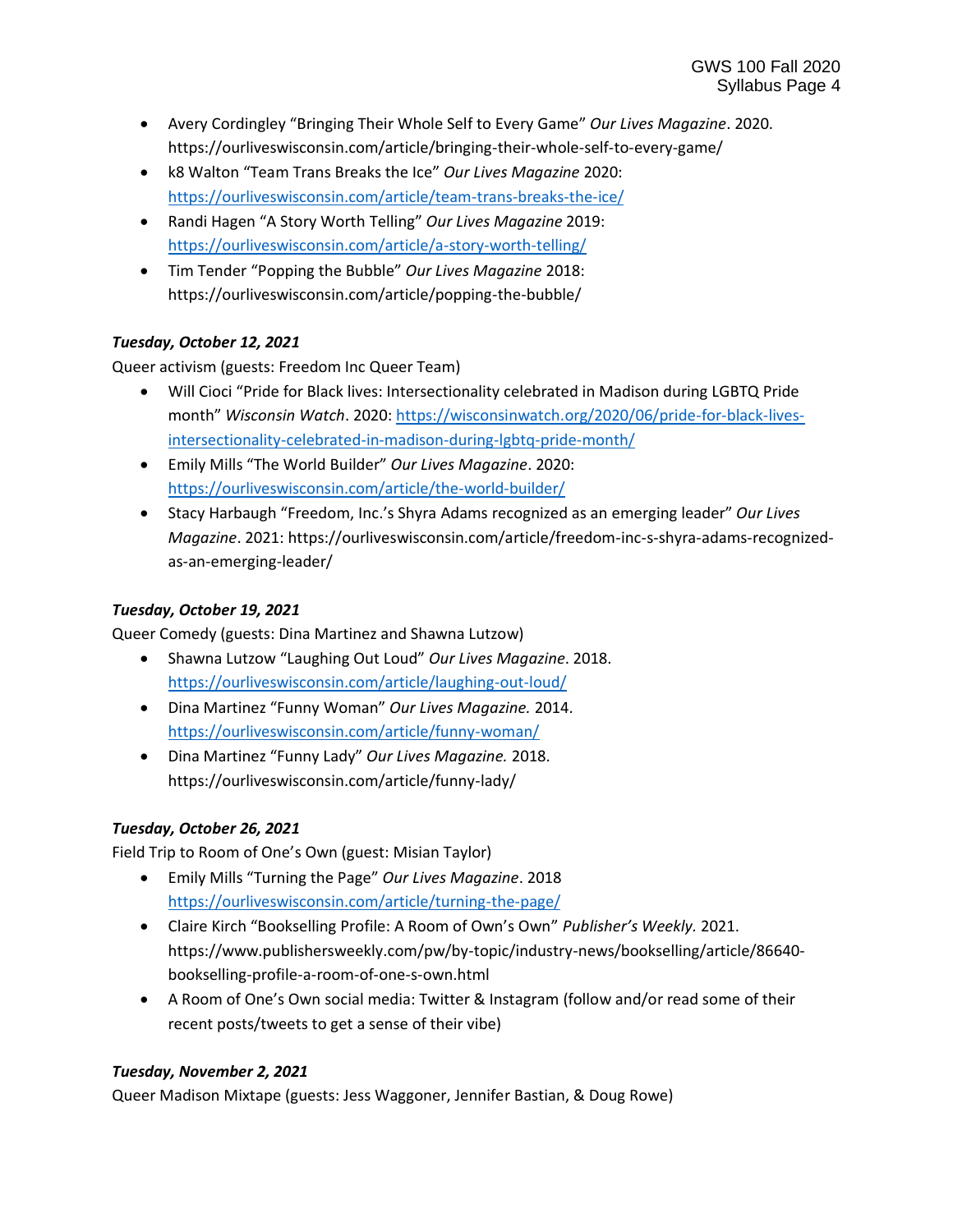- Avery Cordingley "Bringing Their Whole Self to Every Game" *Our Lives Magazine*. 2020. https://ourliveswisconsin.com/article/bringing-their-whole-self-to-every-game/
- k8 Walton "Team Trans Breaks the Ice" *Our Lives Magazine* 2020: https://ourliveswisconsin.com/article/team-trans-breaks-the-ice/
- Randi Hagen "A Story Worth Telling" *Our Lives Magazine* 2019: https://ourliveswisconsin.com/article/a-story-worth-telling/
- Tim Tender "Popping the Bubble" *Our Lives Magazine* 2018: https://ourliveswisconsin.com/article/popping-the-bubble/

***Tuesday, October 12, 2021***

Queer activism (guests: Freedom Inc Queer Team)

- Will Cioci "Pride for Black lives: Intersectionality celebrated in Madison during LGBTQ Pride month" *Wisconsin Watch*. 2020: https://wisconsinwatch.org/2020/06/pride-for-black-lives-intersectionality-celebrated-in-madison-during-lgbtq-pride-month/
- Emily Mills "The World Builder" *Our Lives Magazine*. 2020: https://ourliveswisconsin.com/article/the-world-builder/
- Stacy Harbaugh "Freedom, Inc.'s Shyra Adams recognized as an emerging leader" *Our Lives Magazine*. 2021: https://ourliveswisconsin.com/article/freedom-inc-s-shyra-adams-recognized-as-an-emerging-leader/

***Tuesday, October 19, 2021***

Queer Comedy (guests: Dina Martinez and Shawna Lutzow)

- Shawna Lutzow "Laughing Out Loud" *Our Lives Magazine*. 2018. https://ourliveswisconsin.com/article/laughing-out-loud/
- Dina Martinez "Funny Woman" *Our Lives Magazine.* 2014. https://ourliveswisconsin.com/article/funny-woman/
- Dina Martinez "Funny Lady" *Our Lives Magazine.* 2018. https://ourliveswisconsin.com/article/funny-lady/

***Tuesday, October 26, 2021***

Field Trip to Room of One's Own (guest: Misian Taylor)

- Emily Mills "Turning the Page" *Our Lives Magazine*. 2018 https://ourliveswisconsin.com/article/turning-the-page/
- Claire Kirch "Bookselling Profile: A Room of Own's Own" *Publisher's Weekly.* 2021. https://www.publishersweekly.com/pw/by-topic/industry-news/bookselling/article/86640-bookselling-profile-a-room-of-one-s-own.html
- A Room of One's Own social media: Twitter & Instagram (follow and/or read some of their recent posts/tweets to get a sense of their vibe)

***Tuesday, November 2, 2021***

Queer Madison Mixtape (guests: Jess Waggoner, Jennifer Bastian, & Doug Rowe)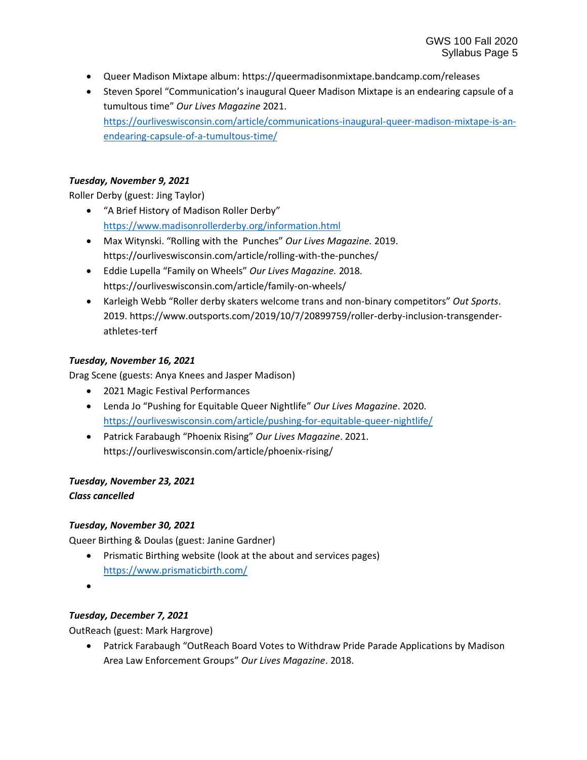- Queer Madison Mixtape album: https://queermadisonmixtape.bandcamp.com/releases
- Steven Sporel "Communication's inaugural Queer Madison Mixtape is an endearing capsule of a tumultous time" *Our Lives Magazine* 2021. https://ourliveswisconsin.com/article/communications-inaugural-queer-madison-mixtape-is-an-endearing-capsule-of-a-tumultous-time/

***Tuesday, November 9, 2021***

Roller Derby (guest: Jing Taylor)

- "A Brief History of Madison Roller Derby" https://www.madisonrollerderby.org/information.html
- Max Witynski. "Rolling with the  Punches" *Our Lives Magazine.* 2019. https://ourliveswisconsin.com/article/rolling-with-the-punches/
- Eddie Lupella "Family on Wheels" *Our Lives Magazine.* 2018. https://ourliveswisconsin.com/article/family-on-wheels/
- Karleigh Webb "Roller derby skaters welcome trans and non-binary competitors" *Out Sports*. 2019. https://www.outsports.com/2019/10/7/20899759/roller-derby-inclusion-transgender-athletes-terf

***Tuesday, November 16, 2021***

Drag Scene (guests: Anya Knees and Jasper Madison)

- 2021 Magic Festival Performances
- Lenda Jo "Pushing for Equitable Queer Nightlife" *Our Lives Magazine*. 2020. https://ourliveswisconsin.com/article/pushing-for-equitable-queer-nightlife/
- Patrick Farabaugh "Phoenix Rising" *Our Lives Magazine*. 2021. https://ourliveswisconsin.com/article/phoenix-rising/

***Tuesday, November 23, 2021***

***Class cancelled***

***Tuesday, November 30, 2021***

Queer Birthing & Doulas (guest: Janine Gardner)

- Prismatic Birthing website (look at the about and services pages) https://www.prismaticbirth.com/
- 

***Tuesday, December 7, 2021***

OutReach (guest: Mark Hargrove)

- Patrick Farabaugh "OutReach Board Votes to Withdraw Pride Parade Applications by Madison Area Law Enforcement Groups" *Our Lives Magazine*. 2018.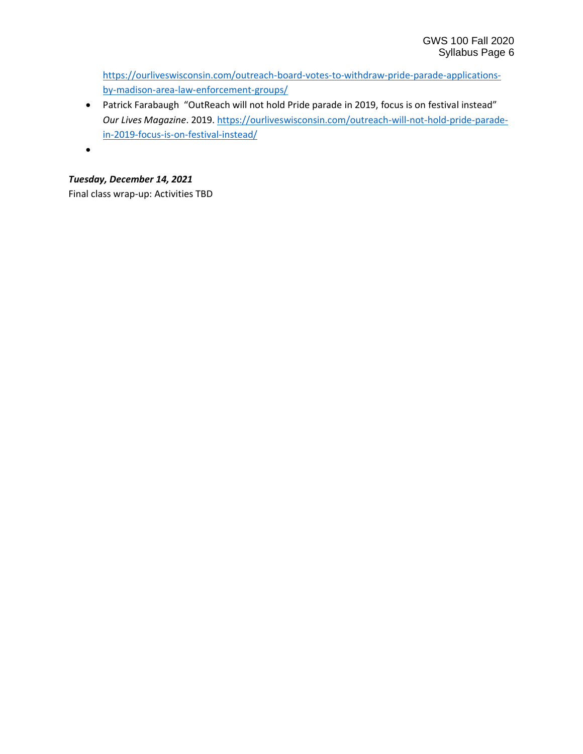https://ourliveswisconsin.com/outreach-board-votes-to-withdraw-pride-parade-applications-by-madison-area-law-enforcement-groups/

- Patrick Farabaugh "OutReach will not hold Pride parade in 2019, focus is on festival instead" *Our Lives Magazine*. 2019. https://ourliveswisconsin.com/outreach-will-not-hold-pride-parade-in-2019-focus-is-on-festival-instead/
- 

***Tuesday, December 14, 2021***

Final class wrap-up: Activities TBD